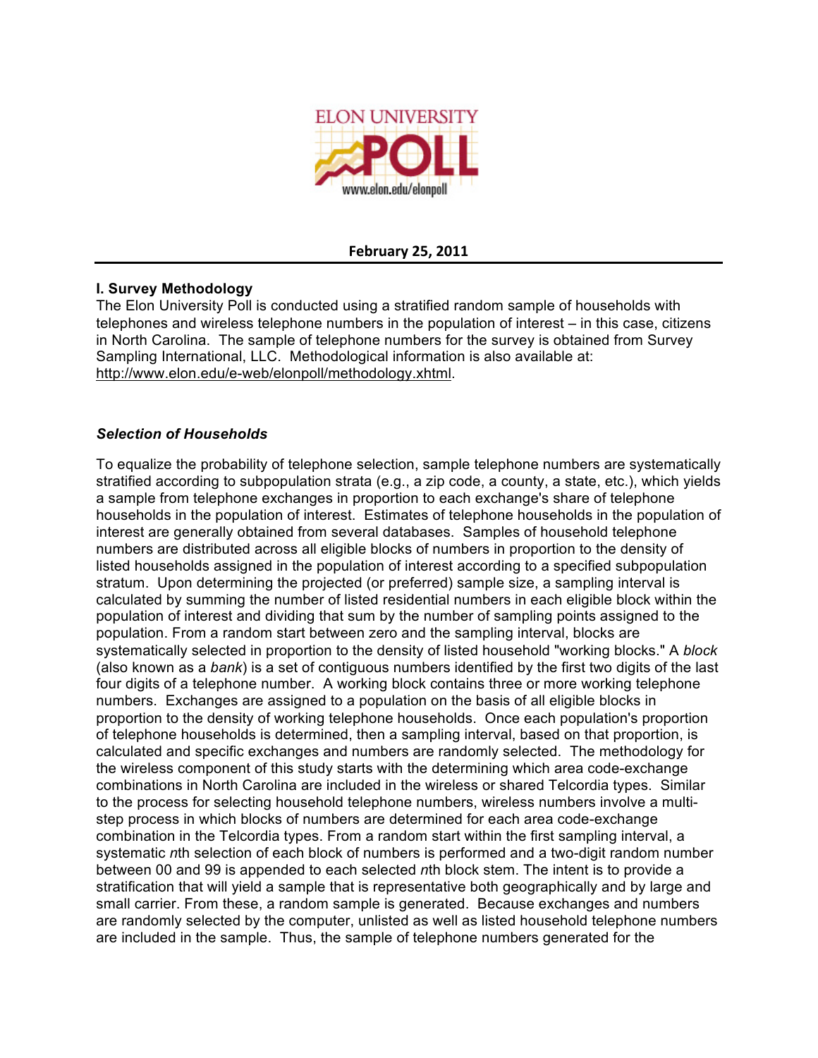ELON UNIVERSITY POLL
www.elon.edu/elonpoll

**February 25, 2011**

## I. Survey Methodology

The Elon University Poll is conducted using a stratified random sample of households with telephones and wireless telephone numbers in the population of interest – in this case, citizens in North Carolina. The sample of telephone numbers for the survey is obtained from Survey Sampling International, LLC. Methodological information is also available at: http://www.elon.edu/e-web/elonpoll/methodology.xhtml.

### *Selection of Households*

To equalize the probability of telephone selection, sample telephone numbers are systematically stratified according to subpopulation strata (e.g., a zip code, a county, a state, etc.), which yields a sample from telephone exchanges in proportion to each exchange's share of telephone households in the population of interest. Estimates of telephone households in the population of interest are generally obtained from several databases. Samples of household telephone numbers are distributed across all eligible blocks of numbers in proportion to the density of listed households assigned in the population of interest according to a specified subpopulation stratum. Upon determining the projected (or preferred) sample size, a sampling interval is calculated by summing the number of listed residential numbers in each eligible block within the population of interest and dividing that sum by the number of sampling points assigned to the population. From a random start between zero and the sampling interval, blocks are systematically selected in proportion to the density of listed household "working blocks." A *block* (also known as a *bank*) is a set of contiguous numbers identified by the first two digits of the last four digits of a telephone number. A working block contains three or more working telephone numbers. Exchanges are assigned to a population on the basis of all eligible blocks in proportion to the density of working telephone households. Once each population's proportion of telephone households is determined, then a sampling interval, based on that proportion, is calculated and specific exchanges and numbers are randomly selected. The methodology for the wireless component of this study starts with the determining which area code-exchange combinations in North Carolina are included in the wireless or shared Telcordia types. Similar to the process for selecting household telephone numbers, wireless numbers involve a multi-step process in which blocks of numbers are determined for each area code-exchange combination in the Telcordia types. From a random start within the first sampling interval, a systematic *n*th selection of each block of numbers is performed and a two-digit random number between 00 and 99 is appended to each selected *n*th block stem. The intent is to provide a stratification that will yield a sample that is representative both geographically and by large and small carrier. From these, a random sample is generated. Because exchanges and numbers are randomly selected by the computer, unlisted as well as listed household telephone numbers are included in the sample. Thus, the sample of telephone numbers generated for the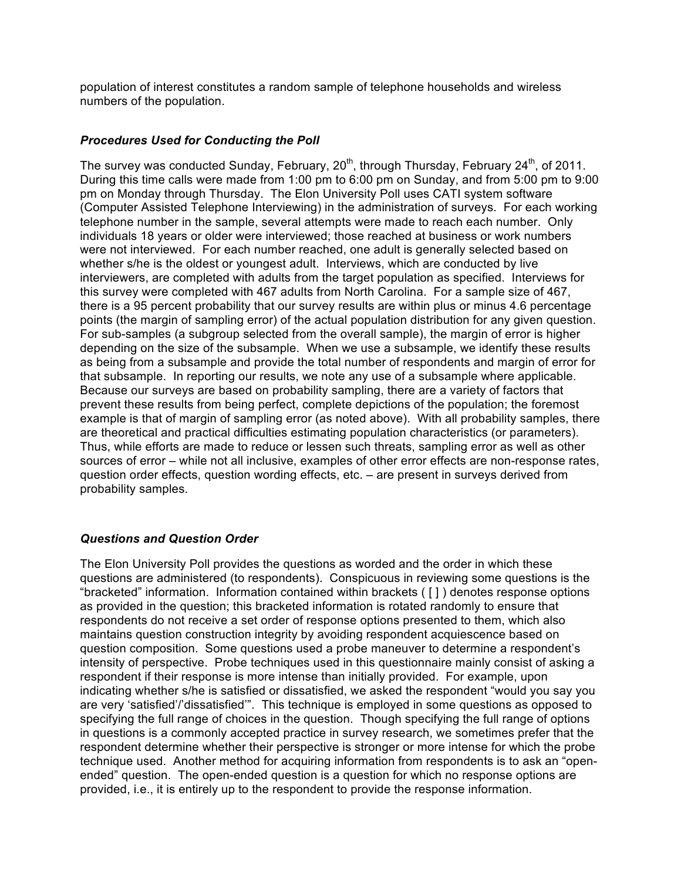population of interest constitutes a random sample of telephone households and wireless numbers of the population.

### *Procedures Used for Conducting the Poll*

The survey was conducted Sunday, February, 20th, through Thursday, February 24th, of 2011. During this time calls were made from 1:00 pm to 6:00 pm on Sunday, and from 5:00 pm to 9:00 pm on Monday through Thursday. The Elon University Poll uses CATI system software (Computer Assisted Telephone Interviewing) in the administration of surveys. For each working telephone number in the sample, several attempts were made to reach each number. Only individuals 18 years or older were interviewed; those reached at business or work numbers were not interviewed. For each number reached, one adult is generally selected based on whether s/he is the oldest or youngest adult. Interviews, which are conducted by live interviewers, are completed with adults from the target population as specified. Interviews for this survey were completed with 467 adults from North Carolina. For a sample size of 467, there is a 95 percent probability that our survey results are within plus or minus 4.6 percentage points (the margin of sampling error) of the actual population distribution for any given question. For sub-samples (a subgroup selected from the overall sample), the margin of error is higher depending on the size of the subsample. When we use a subsample, we identify these results as being from a subsample and provide the total number of respondents and margin of error for that subsample. In reporting our results, we note any use of a subsample where applicable. Because our surveys are based on probability sampling, there are a variety of factors that prevent these results from being perfect, complete depictions of the population; the foremost example is that of margin of sampling error (as noted above). With all probability samples, there are theoretical and practical difficulties estimating population characteristics (or parameters). Thus, while efforts are made to reduce or lessen such threats, sampling error as well as other sources of error – while not all inclusive, examples of other error effects are non-response rates, question order effects, question wording effects, etc. – are present in surveys derived from probability samples.

### *Questions and Question Order*

The Elon University Poll provides the questions as worded and the order in which these questions are administered (to respondents). Conspicuous in reviewing some questions is the "bracketed" information. Information contained within brackets ( [ ] ) denotes response options as provided in the question; this bracketed information is rotated randomly to ensure that respondents do not receive a set order of response options presented to them, which also maintains question construction integrity by avoiding respondent acquiescence based on question composition. Some questions used a probe maneuver to determine a respondent's intensity of perspective. Probe techniques used in this questionnaire mainly consist of asking a respondent if their response is more intense than initially provided. For example, upon indicating whether s/he is satisfied or dissatisfied, we asked the respondent "would you say you are very 'satisfied'/'dissatisfied'". This technique is employed in some questions as opposed to specifying the full range of choices in the question. Though specifying the full range of options in questions is a commonly accepted practice in survey research, we sometimes prefer that the respondent determine whether their perspective is stronger or more intense for which the probe technique used. Another method for acquiring information from respondents is to ask an "open-ended" question. The open-ended question is a question for which no response options are provided, i.e., it is entirely up to the respondent to provide the response information.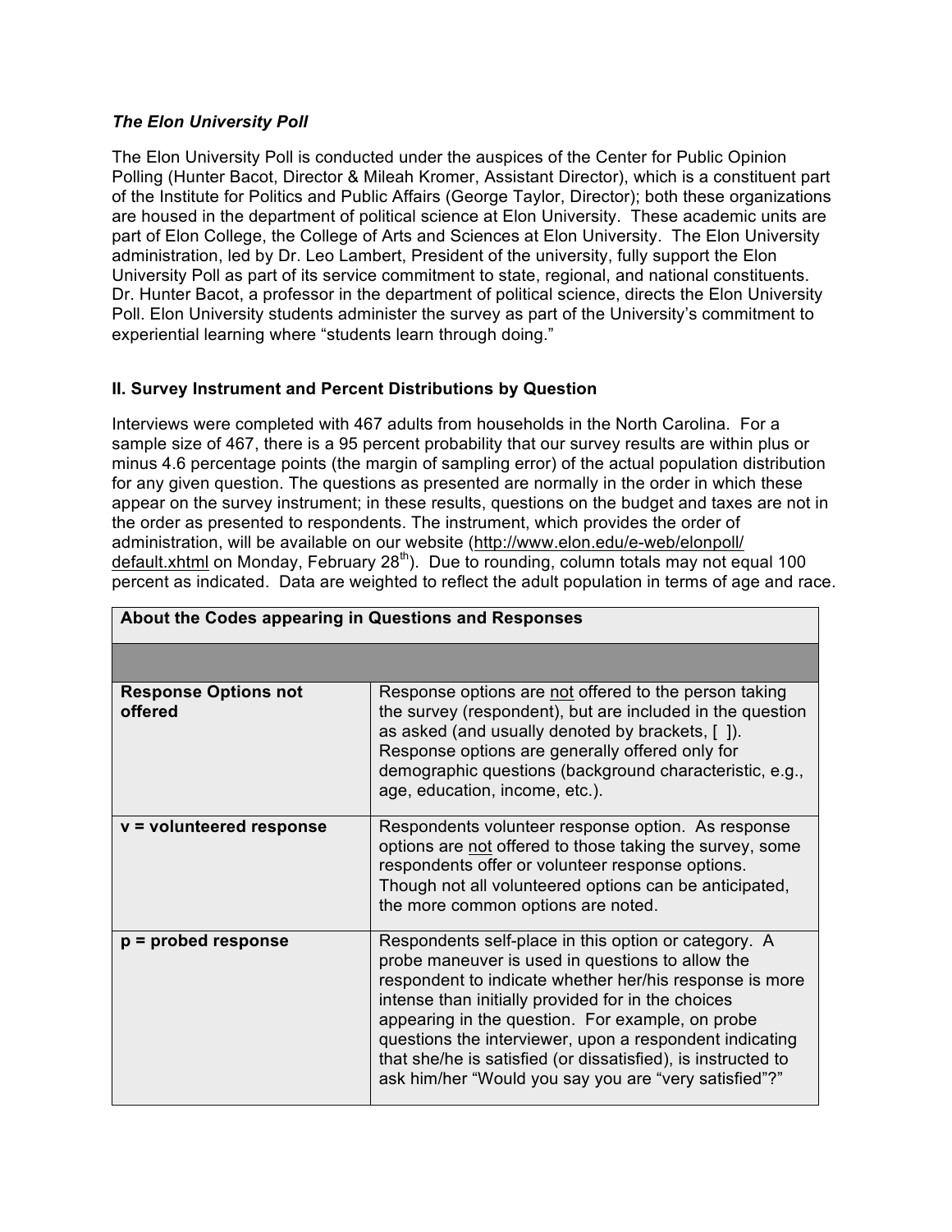***The Elon University Poll***

The Elon University Poll is conducted under the auspices of the Center for Public Opinion Polling (Hunter Bacot, Director & Mileah Kromer, Assistant Director), which is a constituent part of the Institute for Politics and Public Affairs (George Taylor, Director); both these organizations are housed in the department of political science at Elon University. These academic units are part of Elon College, the College of Arts and Sciences at Elon University. The Elon University administration, led by Dr. Leo Lambert, President of the university, fully support the Elon University Poll as part of its service commitment to state, regional, and national constituents. Dr. Hunter Bacot, a professor in the department of political science, directs the Elon University Poll. Elon University students administer the survey as part of the University's commitment to experiential learning where "students learn through doing."

## II. Survey Instrument and Percent Distributions by Question

Interviews were completed with 467 adults from households in the North Carolina. For a sample size of 467, there is a 95 percent probability that our survey results are within plus or minus 4.6 percentage points (the margin of sampling error) of the actual population distribution for any given question. The questions as presented are normally in the order in which these appear on the survey instrument; in these results, questions on the budget and taxes are not in the order as presented to respondents. The instrument, which provides the order of administration, will be available on our website (http://www.elon.edu/e-web/elonpoll/default.xhtml on Monday, February 28th). Due to rounding, column totals may not equal 100 percent as indicated. Data are weighted to reflect the adult population in terms of age and race.

| About the Codes appearing in Questions and Responses | |
|---|---|
| | |
| **Response Options not offered** | Response options are not offered to the person taking the survey (respondent), but are included in the question as asked (and usually denoted by brackets, [ ]). Response options are generally offered only for demographic questions (background characteristic, e.g., age, education, income, etc.). |
| **v = volunteered response** | Respondents volunteer response option. As response options are not offered to those taking the survey, some respondents offer or volunteer response options. Though not all volunteered options can be anticipated, the more common options are noted. |
| **p = probed response** | Respondents self-place in this option or category. A probe maneuver is used in questions to allow the respondent to indicate whether her/his response is more intense than initially provided for in the choices appearing in the question. For example, on probe questions the interviewer, upon a respondent indicating that she/he is satisfied (or dissatisfied), is instructed to ask him/her "Would you say you are "very satisfied"?" |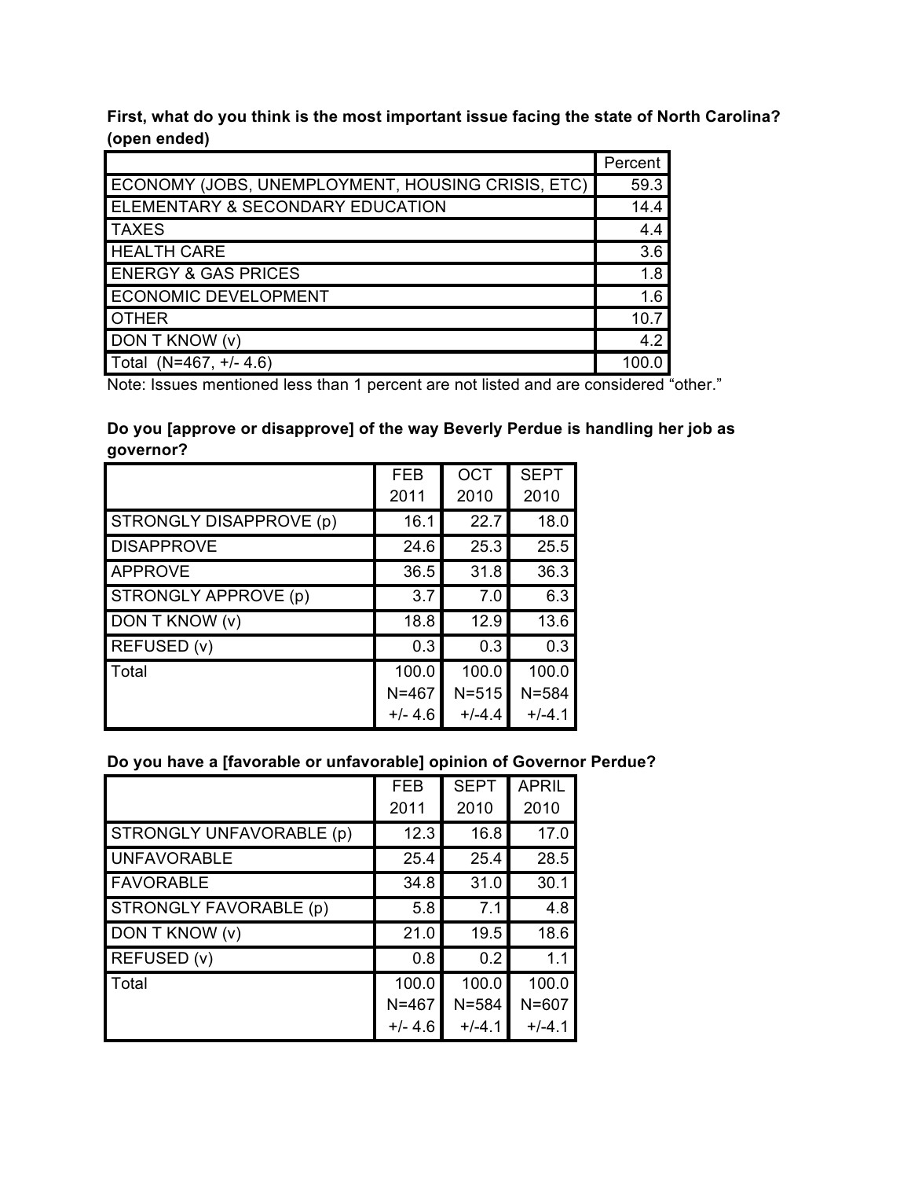**First, what do you think is the most important issue facing the state of North Carolina? (open ended)**

| | Percent |
|---|---|
| ECONOMY (JOBS, UNEMPLOYMENT, HOUSING CRISIS, ETC) | 59.3 |
| ELEMENTARY & SECONDARY EDUCATION | 14.4 |
| TAXES | 4.4 |
| HEALTH CARE | 3.6 |
| ENERGY & GAS PRICES | 1.8 |
| ECONOMIC DEVELOPMENT | 1.6 |
| OTHER | 10.7 |
| DON T KNOW (v) | 4.2 |
| Total (N=467, +/- 4.6) | 100.0 |

Note: Issues mentioned less than 1 percent are not listed and are considered "other."

**Do you [approve or disapprove] of the way Beverly Perdue is handling her job as governor?**

| | FEB 2011 | OCT 2010 | SEPT 2010 |
|---|---|---|---|
| STRONGLY DISAPPROVE (p) | 16.1 | 22.7 | 18.0 |
| DISAPPROVE | 24.6 | 25.3 | 25.5 |
| APPROVE | 36.5 | 31.8 | 36.3 |
| STRONGLY APPROVE (p) | 3.7 | 7.0 | 6.3 |
| DON T KNOW (v) | 18.8 | 12.9 | 13.6 |
| REFUSED (v) | 0.3 | 0.3 | 0.3 |
| Total | 100.0<br>N=467<br>+/- 4.6 | 100.0<br>N=515<br>+/-4.4 | 100.0<br>N=584<br>+/-4.1 |

**Do you have a [favorable or unfavorable] opinion of Governor Perdue?**

| | FEB 2011 | SEPT 2010 | APRIL 2010 |
|---|---|---|---|
| STRONGLY UNFAVORABLE (p) | 12.3 | 16.8 | 17.0 |
| UNFAVORABLE | 25.4 | 25.4 | 28.5 |
| FAVORABLE | 34.8 | 31.0 | 30.1 |
| STRONGLY FAVORABLE (p) | 5.8 | 7.1 | 4.8 |
| DON T KNOW (v) | 21.0 | 19.5 | 18.6 |
| REFUSED (v) | 0.8 | 0.2 | 1.1 |
| Total | 100.0<br>N=467<br>+/- 4.6 | 100.0<br>N=584<br>+/-4.1 | 100.0<br>N=607<br>+/-4.1 |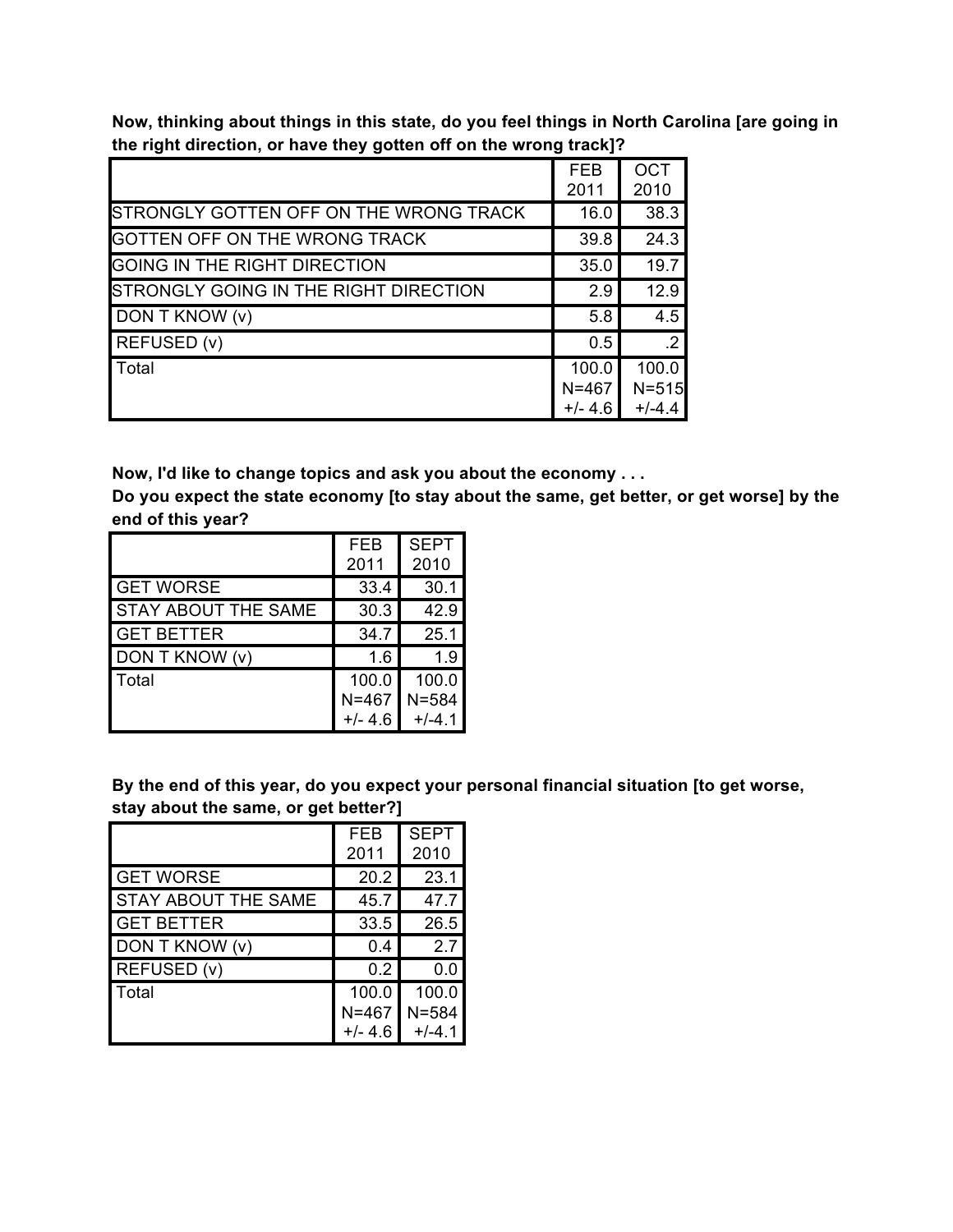**Now, thinking about things in this state, do you feel things in North Carolina [are going in the right direction, or have they gotten off on the wrong track]?**

| | FEB 2011 | OCT 2010 |
|---|---|---|
| STRONGLY GOTTEN OFF ON THE WRONG TRACK | 16.0 | 38.3 |
| GOTTEN OFF ON THE WRONG TRACK | 39.8 | 24.3 |
| GOING IN THE RIGHT DIRECTION | 35.0 | 19.7 |
| STRONGLY GOING IN THE RIGHT DIRECTION | 2.9 | 12.9 |
| DON T KNOW (v) | 5.8 | 4.5 |
| REFUSED (v) | 0.5 | .2 |
| Total | 100.0 N=467 +/- 4.6 | 100.0 N=515 +/-4.4 |

**Now, I'd like to change topics and ask you about the economy . . .**
**Do you expect the state economy [to stay about the same, get better, or get worse] by the end of this year?**

| | FEB 2011 | SEPT 2010 |
|---|---|---|
| GET WORSE | 33.4 | 30.1 |
| STAY ABOUT THE SAME | 30.3 | 42.9 |
| GET BETTER | 34.7 | 25.1 |
| DON T KNOW (v) | 1.6 | 1.9 |
| Total | 100.0 N=467 +/- 4.6 | 100.0 N=584 +/-4.1 |

**By the end of this year, do you expect your personal financial situation [to get worse, stay about the same, or get better?]**

| | FEB 2011 | SEPT 2010 |
|---|---|---|
| GET WORSE | 20.2 | 23.1 |
| STAY ABOUT THE SAME | 45.7 | 47.7 |
| GET BETTER | 33.5 | 26.5 |
| DON T KNOW (v) | 0.4 | 2.7 |
| REFUSED (v) | 0.2 | 0.0 |
| Total | 100.0 N=467 +/- 4.6 | 100.0 N=584 +/-4.1 |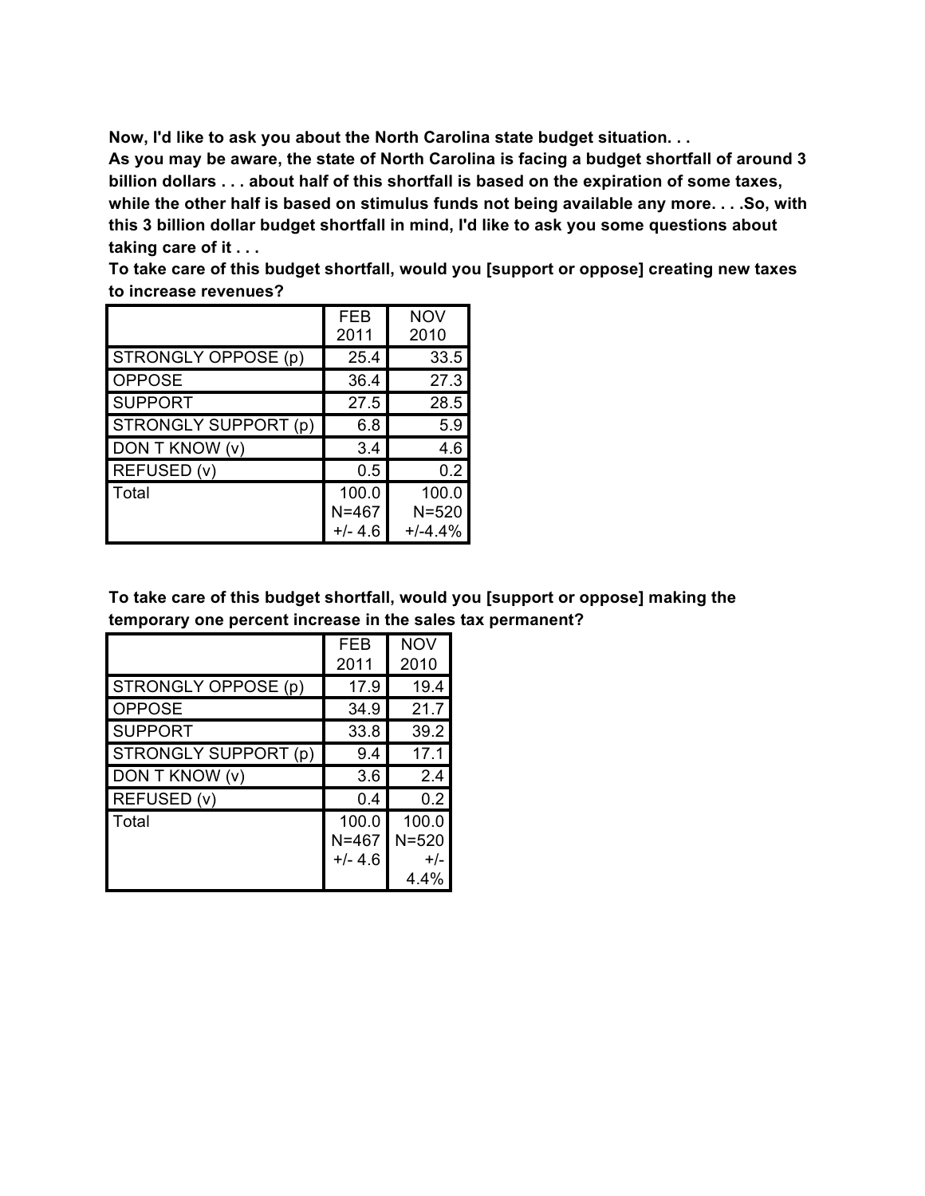**Now, I'd like to ask you about the North Carolina state budget situation. . .**
**As you may be aware, the state of North Carolina is facing a budget shortfall of around 3 billion dollars . . . about half of this shortfall is based on the expiration of some taxes, while the other half is based on stimulus funds not being available any more. . . .So, with this 3 billion dollar budget shortfall in mind, I'd like to ask you some questions about taking care of it . . .**
**To take care of this budget shortfall, would you [support or oppose] creating new taxes to increase revenues?**

| | FEB 2011 | NOV 2010 |
|---|---|---|
| STRONGLY OPPOSE (p) | 25.4 | 33.5 |
| OPPOSE | 36.4 | 27.3 |
| SUPPORT | 27.5 | 28.5 |
| STRONGLY SUPPORT (p) | 6.8 | 5.9 |
| DON T KNOW (v) | 3.4 | 4.6 |
| REFUSED (v) | 0.5 | 0.2 |
| Total | 100.0 N=467 +/- 4.6 | 100.0 N=520 +/-4.4% |

**To take care of this budget shortfall, would you [support or oppose] making the temporary one percent increase in the sales tax permanent?**

| | FEB 2011 | NOV 2010 |
|---|---|---|
| STRONGLY OPPOSE (p) | 17.9 | 19.4 |
| OPPOSE | 34.9 | 21.7 |
| SUPPORT | 33.8 | 39.2 |
| STRONGLY SUPPORT (p) | 9.4 | 17.1 |
| DON T KNOW (v) | 3.6 | 2.4 |
| REFUSED (v) | 0.4 | 0.2 |
| Total | 100.0 N=467 +/- 4.6 | 100.0 N=520 +/- 4.4% |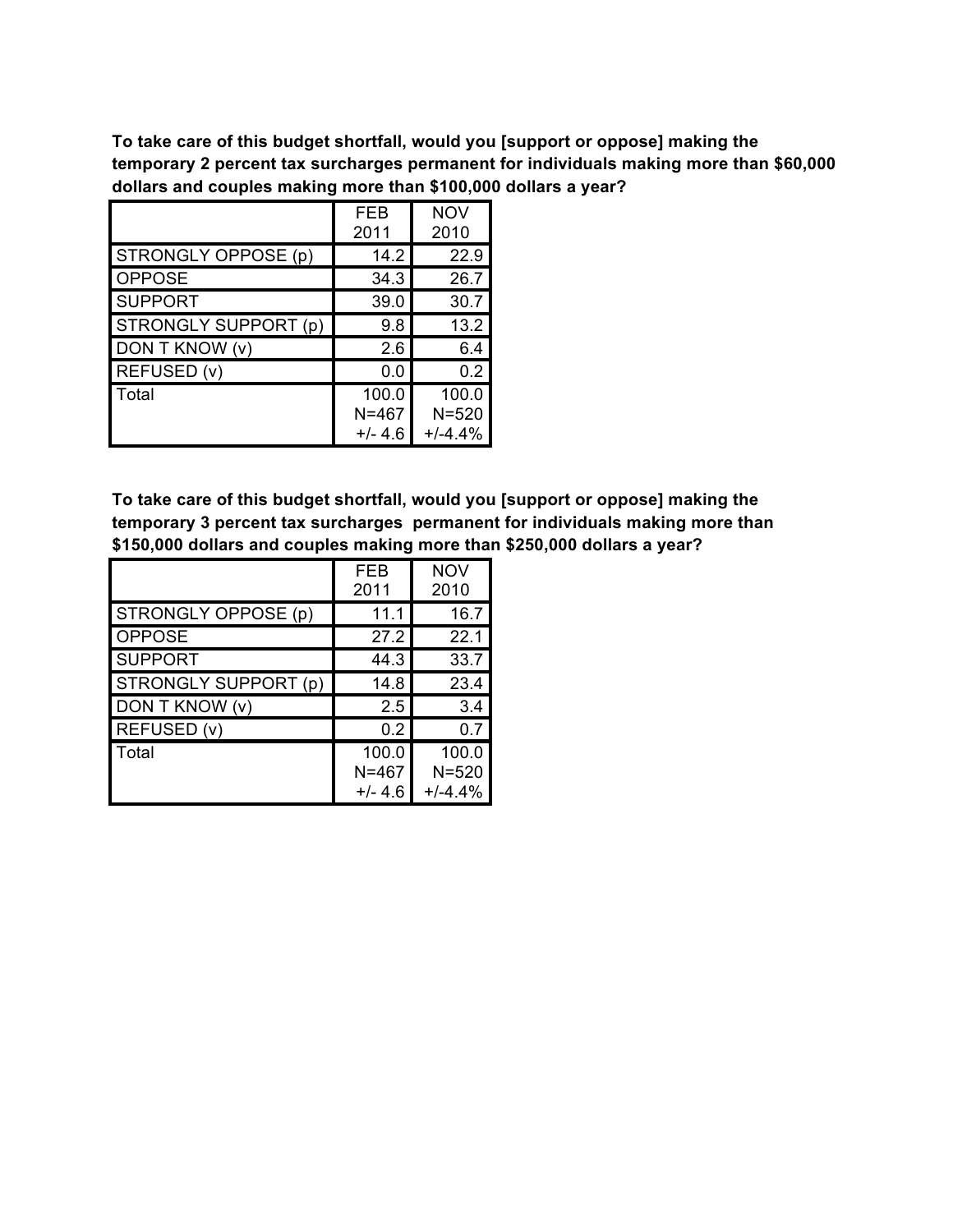**To take care of this budget shortfall, would you [support or oppose] making the temporary 2 percent tax surcharges permanent for individuals making more than $60,000 dollars and couples making more than $100,000 dollars a year?**

| | FEB 2011 | NOV 2010 |
|---|---|---|
| STRONGLY OPPOSE (p) | 14.2 | 22.9 |
| OPPOSE | 34.3 | 26.7 |
| SUPPORT | 39.0 | 30.7 |
| STRONGLY SUPPORT (p) | 9.8 | 13.2 |
| DON T KNOW (v) | 2.6 | 6.4 |
| REFUSED (v) | 0.0 | 0.2 |
| Total | 100.0 N=467 +/- 4.6 | 100.0 N=520 +/-4.4% |

**To take care of this budget shortfall, would you [support or oppose] making the temporary 3 percent tax surcharges permanent for individuals making more than $150,000 dollars and couples making more than $250,000 dollars a year?**

| | FEB 2011 | NOV 2010 |
|---|---|---|
| STRONGLY OPPOSE (p) | 11.1 | 16.7 |
| OPPOSE | 27.2 | 22.1 |
| SUPPORT | 44.3 | 33.7 |
| STRONGLY SUPPORT (p) | 14.8 | 23.4 |
| DON T KNOW (v) | 2.5 | 3.4 |
| REFUSED (v) | 0.2 | 0.7 |
| Total | 100.0 N=467 +/- 4.6 | 100.0 N=520 +/-4.4% |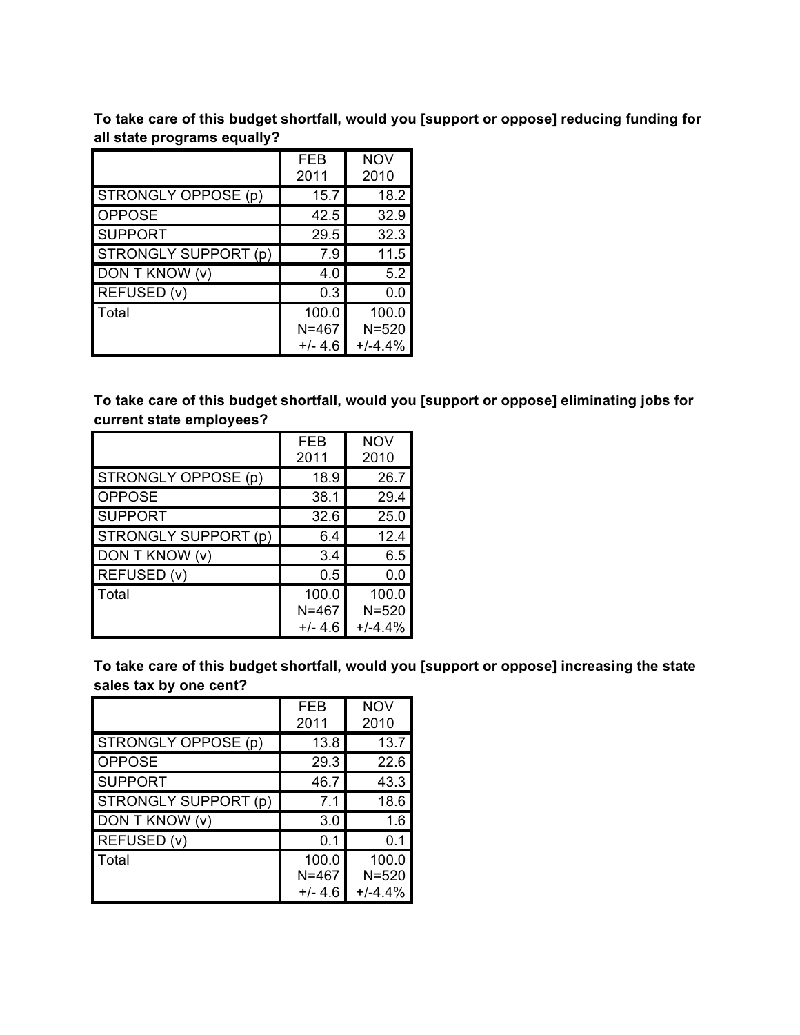**To take care of this budget shortfall, would you [support or oppose] reducing funding for all state programs equally?**

| | FEB 2011 | NOV 2010 |
|---|---|---|
| STRONGLY OPPOSE (p) | 15.7 | 18.2 |
| OPPOSE | 42.5 | 32.9 |
| SUPPORT | 29.5 | 32.3 |
| STRONGLY SUPPORT (p) | 7.9 | 11.5 |
| DON T KNOW (v) | 4.0 | 5.2 |
| REFUSED (v) | 0.3 | 0.0 |
| Total | 100.0 N=467 +/- 4.6 | 100.0 N=520 +/-4.4% |

**To take care of this budget shortfall, would you [support or oppose] eliminating jobs for current state employees?**

| | FEB 2011 | NOV 2010 |
|---|---|---|
| STRONGLY OPPOSE (p) | 18.9 | 26.7 |
| OPPOSE | 38.1 | 29.4 |
| SUPPORT | 32.6 | 25.0 |
| STRONGLY SUPPORT (p) | 6.4 | 12.4 |
| DON T KNOW (v) | 3.4 | 6.5 |
| REFUSED (v) | 0.5 | 0.0 |
| Total | 100.0 N=467 +/- 4.6 | 100.0 N=520 +/-4.4% |

**To take care of this budget shortfall, would you [support or oppose] increasing the state sales tax by one cent?**

| | FEB 2011 | NOV 2010 |
|---|---|---|
| STRONGLY OPPOSE (p) | 13.8 | 13.7 |
| OPPOSE | 29.3 | 22.6 |
| SUPPORT | 46.7 | 43.3 |
| STRONGLY SUPPORT (p) | 7.1 | 18.6 |
| DON T KNOW (v) | 3.0 | 1.6 |
| REFUSED (v) | 0.1 | 0.1 |
| Total | 100.0 N=467 +/- 4.6 | 100.0 N=520 +/-4.4% |